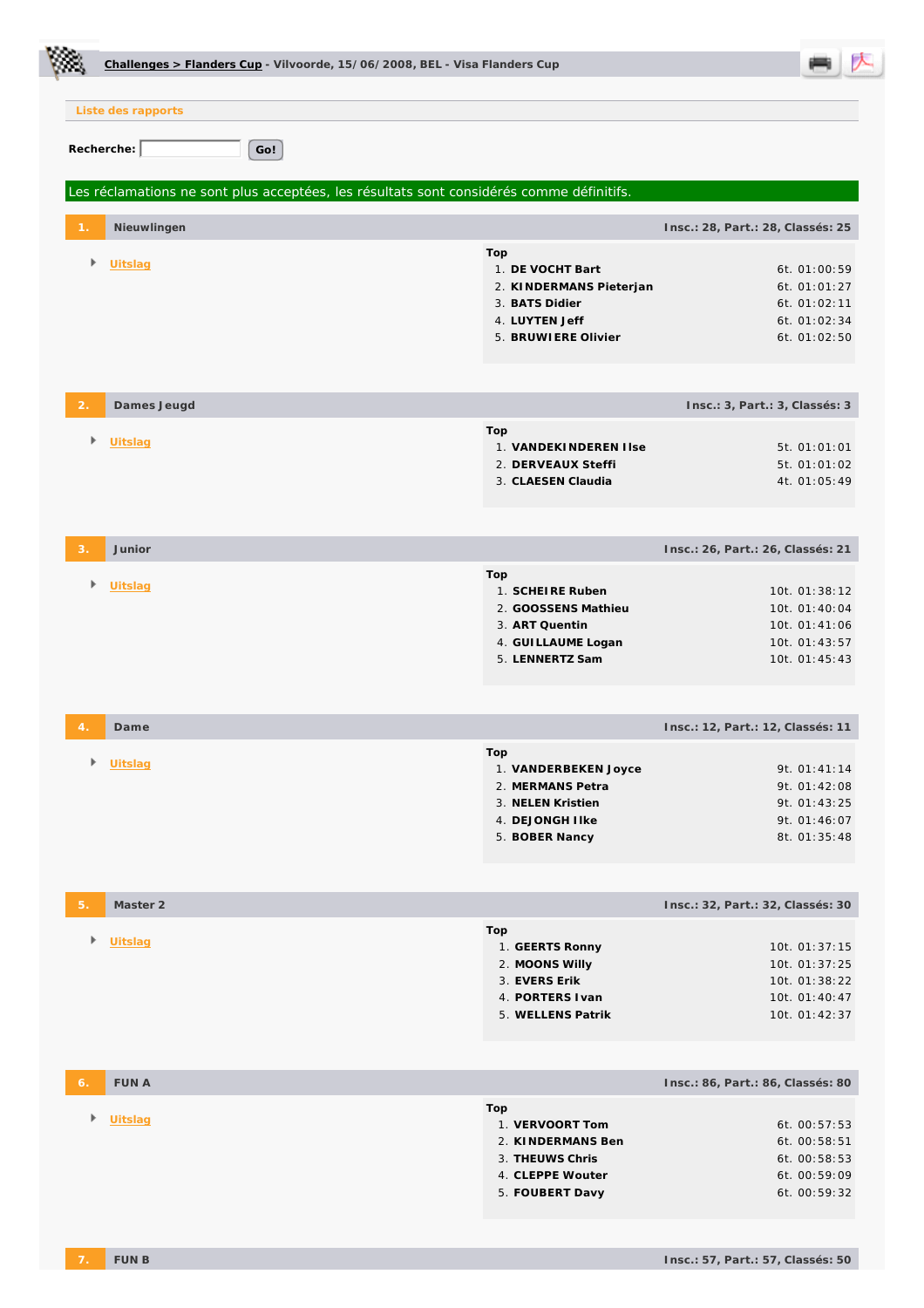**Challenges > Flanders Cup** - Vilvoorde, 15/06/2008, BEL - Visa Flanders Cup

Liste des rapports

**Recherche:** Go!

Les réclamations ne sont plus acceptées, les résultats sont considérés comme définitifs.

## 1. Nieuwlingen

**Insc.: 28, Part.: 28, Classés: 25**

- Uitslag

**Top**

1. **DE VOCHT Bart** 6t. 01:00:59
2. **KINDERMANS Pieterjan** 6t. 01:01:27
3. **BATS Didier** 6t. 01:02:11
4. **LUYTEN Jeff** 6t. 01:02:34
5. **BRUWIERE Olivier** 6t. 01:02:50

## 2. Dames Jeugd

**Insc.: 3, Part.: 3, Classés: 3**

- Uitslag

**Top**

1. **VANDEKINDEREN Ilse** 5t. 01:01:01
2. **DERVEAUX Steffi** 5t. 01:01:02
3. **CLAESEN Claudia** 4t. 01:05:49

## 3. Junior

**Insc.: 26, Part.: 26, Classés: 21**

- Uitslag

**Top**

1. **SCHEIRE Ruben** 10t. 01:38:12
2. **GOOSSENS Mathieu** 10t. 01:40:04
3. **ART Quentin** 10t. 01:41:06
4. **GUILLAUME Logan** 10t. 01:43:57
5. **LENNERTZ Sam** 10t. 01:45:43

## 4. Dame

**Insc.: 12, Part.: 12, Classés: 11**

- Uitslag

**Top**

1. **VANDERBEKEN Joyce** 9t. 01:41:14
2. **MERMANS Petra** 9t. 01:42:08
3. **NELEN Kristien** 9t. 01:43:25
4. **DEJONGH Ilke** 9t. 01:46:07
5. **BOBER Nancy** 8t. 01:35:48

## 5. Master 2

**Insc.: 32, Part.: 32, Classés: 30**

- Uitslag

**Top**

1. **GEERTS Ronny** 10t. 01:37:15
2. **MOONS Willy** 10t. 01:37:25
3. **EVERS Erik** 10t. 01:38:22
4. **PORTERS Ivan** 10t. 01:40:47
5. **WELLENS Patrik** 10t. 01:42:37

## 6. FUN A

**Insc.: 86, Part.: 86, Classés: 80**

- Uitslag

**Top**

1. **VERVOORT Tom** 6t. 00:57:53
2. **KINDERMANS Ben** 6t. 00:58:51
3. **THEUWS Chris** 6t. 00:58:53
4. **CLEPPE Wouter** 6t. 00:59:09
5. **FOUBERT Davy** 6t. 00:59:32

## 7. FUN B

**Insc.: 57, Part.: 57, Classés: 50**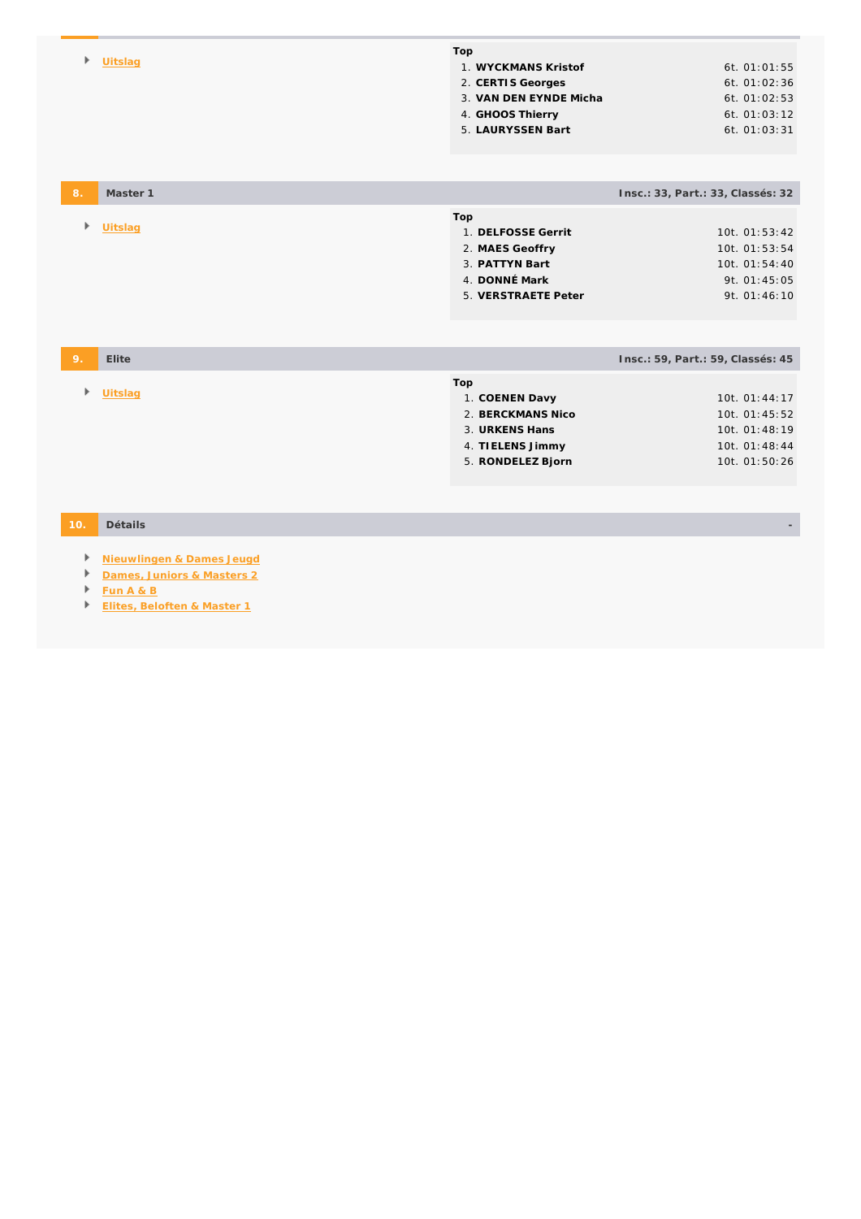- Uitslag

**Top**

| | | |
|---|---|---|
| 1. | **WYCKMANS Kristof** | 6t. 01:01:55 |
| 2. | **CERTIS Georges** | 6t. 01:02:36 |
| 3. | **VAN DEN EYNDE Micha** | 6t. 01:02:53 |
| 4. | **GHOOS Thierry** | 6t. 01:03:12 |
| 5. | **LAURYSSEN Bart** | 6t. 01:03:31 |

## 8. Master 1

**Insc.: 33, Part.: 33, Classés: 32**

- Uitslag

**Top**

| | | |
|---|---|---|
| 1. | **DELFOSSE Gerrit** | 10t. 01:53:42 |
| 2. | **MAES Geoffry** | 10t. 01:53:54 |
| 3. | **PATTYN Bart** | 10t. 01:54:40 |
| 4. | **DONNÉ Mark** | 9t. 01:45:05 |
| 5. | **VERSTRAETE Peter** | 9t. 01:46:10 |

## 9. Elite

**Insc.: 59, Part.: 59, Classés: 45**

- Uitslag

**Top**

| | | |
|---|---|---|
| 1. | **COENEN Davy** | 10t. 01:44:17 |
| 2. | **BERCKMANS Nico** | 10t. 01:45:52 |
| 3. | **URKENS Hans** | 10t. 01:48:19 |
| 4. | **TIELENS Jimmy** | 10t. 01:48:44 |
| 5. | **RONDELEZ Bjorn** | 10t. 01:50:26 |

## 10. Détails

-

- Nieuwlingen & Dames Jeugd
- Dames, Juniors & Masters 2
- Fun A & B
- Elites, Beloften & Master 1